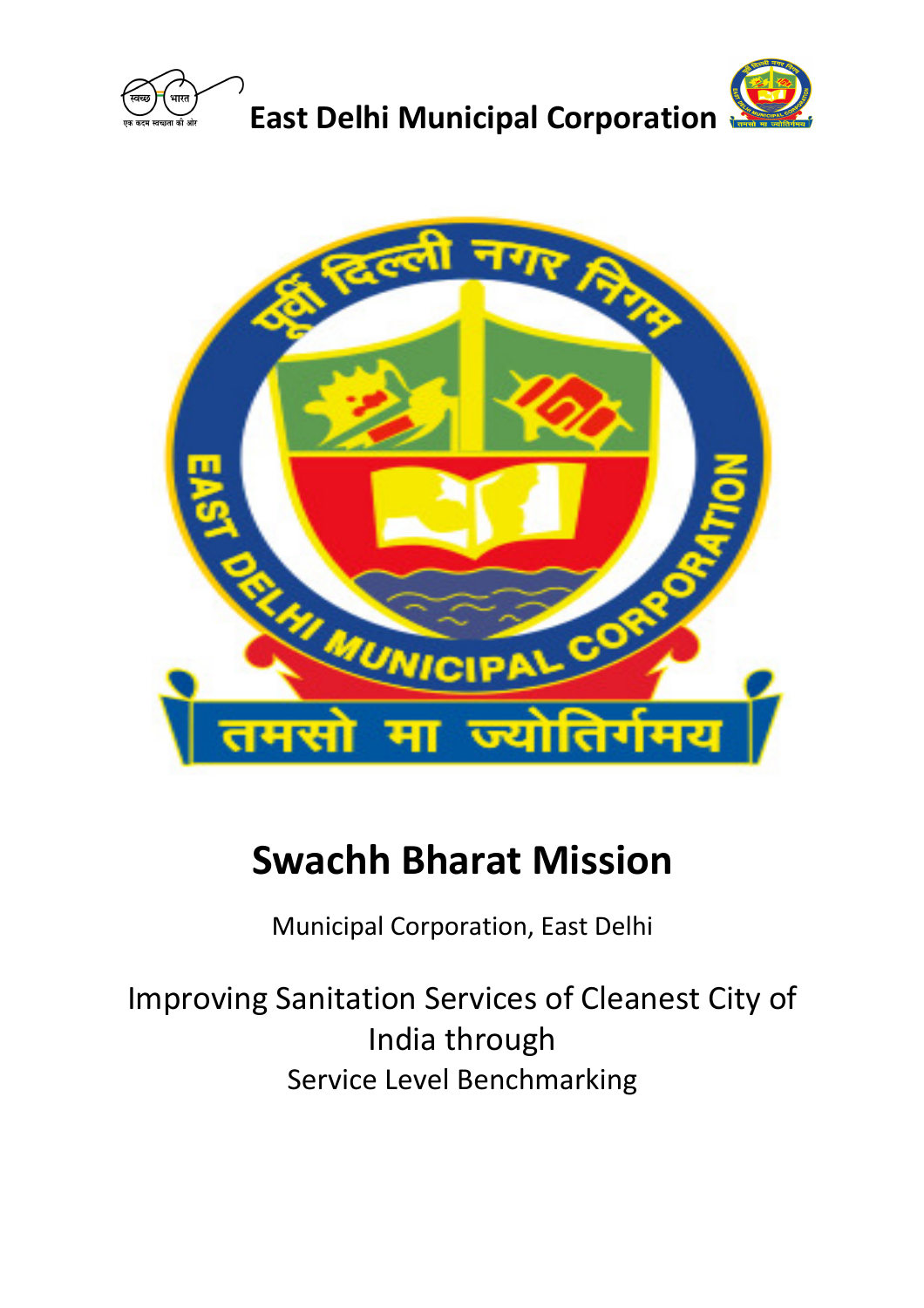East Delhi Municipal Corporation

# Swachh Bharat Mission

Municipal Corporation, East Delhi

## Improving Sanitation Services of Cleanest City of India through

### Service Level Benchmarking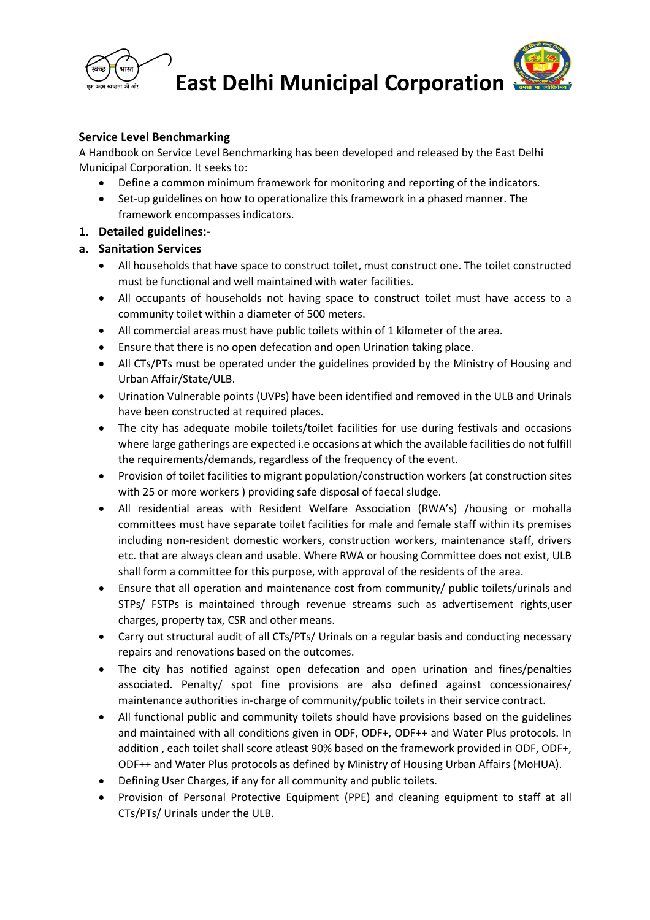# East Delhi Municipal Corporation

**Service Level Benchmarking**

A Handbook on Service Level Benchmarking has been developed and released by the East Delhi Municipal Corporation. It seeks to:

- Define a common minimum framework for monitoring and reporting of the indicators.
- Set-up guidelines on how to operationalize this framework in a phased manner. The framework encompasses indicators.

## 1. Detailed guidelines:-

### a. Sanitation Services

- All households that have space to construct toilet, must construct one. The toilet constructed must be functional and well maintained with water facilities.
- All occupants of households not having space to construct toilet must have access to a community toilet within a diameter of 500 meters.
- All commercial areas must have public toilets within of 1 kilometer of the area.
- Ensure that there is no open defecation and open Urination taking place.
- All CTs/PTs must be operated under the guidelines provided by the Ministry of Housing and Urban Affair/State/ULB.
- Urination Vulnerable points (UVPs) have been identified and removed in the ULB and Urinals have been constructed at required places.
- The city has adequate mobile toilets/toilet facilities for use during festivals and occasions where large gatherings are expected i.e occasions at which the available facilities do not fulfill the requirements/demands, regardless of the frequency of the event.
- Provision of toilet facilities to migrant population/construction workers (at construction sites with 25 or more workers ) providing safe disposal of faecal sludge.
- All residential areas with Resident Welfare Association (RWA's) /housing or mohalla committees must have separate toilet facilities for male and female staff within its premises including non-resident domestic workers, construction workers, maintenance staff, drivers etc. that are always clean and usable. Where RWA or housing Committee does not exist, ULB shall form a committee for this purpose, with approval of the residents of the area.
- Ensure that all operation and maintenance cost from community/ public toilets/urinals and STPs/ FSTPs is maintained through revenue streams such as advertisement rights,user charges, property tax, CSR and other means.
- Carry out structural audit of all CTs/PTs/ Urinals on a regular basis and conducting necessary repairs and renovations based on the outcomes.
- The city has notified against open defecation and open urination and fines/penalties associated. Penalty/ spot fine provisions are also defined against concessionaires/ maintenance authorities in-charge of community/public toilets in their service contract.
- All functional public and community toilets should have provisions based on the guidelines and maintained with all conditions given in ODF, ODF+, ODF++ and Water Plus protocols. In addition , each toilet shall score atleast 90% based on the framework provided in ODF, ODF+, ODF++ and Water Plus protocols as defined by Ministry of Housing Urban Affairs (MoHUA).
- Defining User Charges, if any for all community and public toilets.
- Provision of Personal Protective Equipment (PPE) and cleaning equipment to staff at all CTs/PTs/ Urinals under the ULB.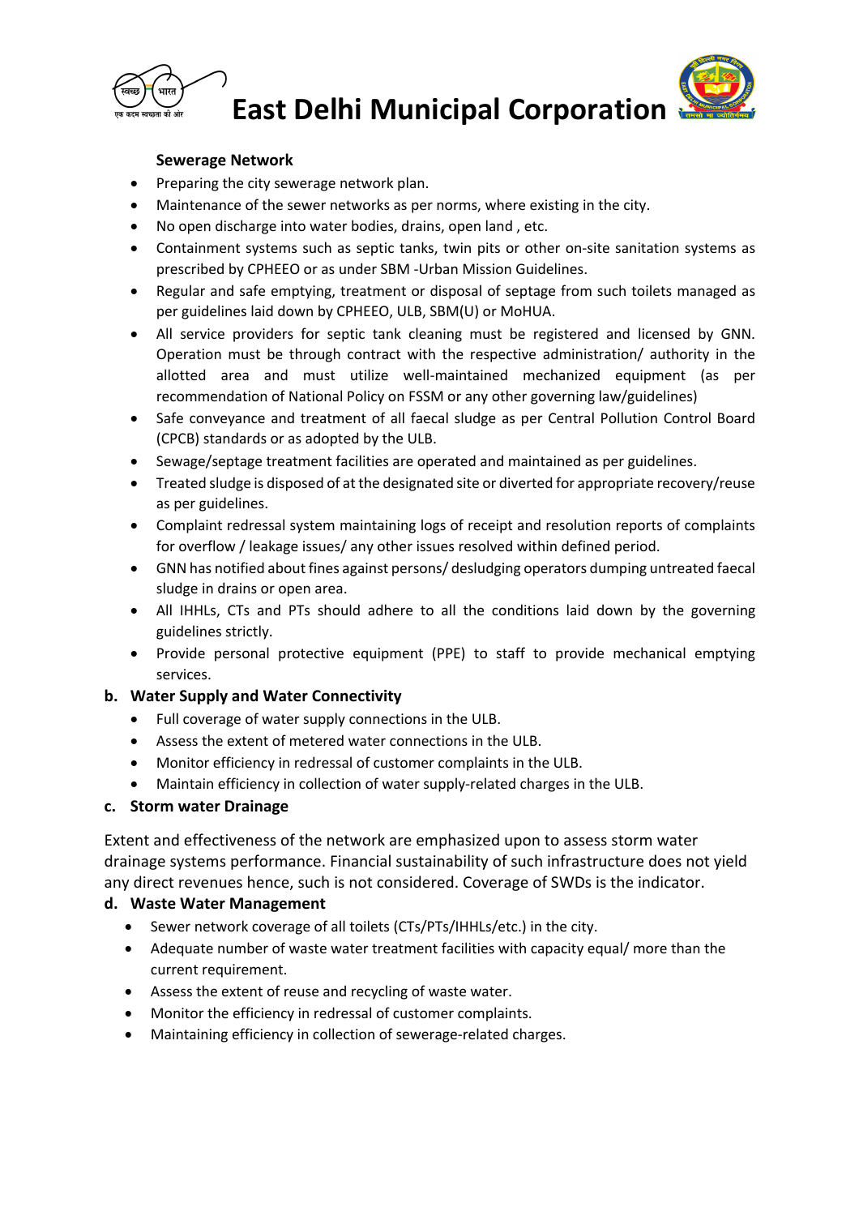**Sewerage Network**

- Preparing the city sewerage network plan.
- Maintenance of the sewer networks as per norms, where existing in the city.
- No open discharge into water bodies, drains, open land , etc.
- Containment systems such as septic tanks, twin pits or other on-site sanitation systems as prescribed by CPHEEO or as under SBM -Urban Mission Guidelines.
- Regular and safe emptying, treatment or disposal of septage from such toilets managed as per guidelines laid down by CPHEEO, ULB, SBM(U) or MoHUA.
- All service providers for septic tank cleaning must be registered and licensed by GNN. Operation must be through contract with the respective administration/ authority in the allotted area and must utilize well-maintained mechanized equipment (as per recommendation of National Policy on FSSM or any other governing law/guidelines)
- Safe conveyance and treatment of all faecal sludge as per Central Pollution Control Board (CPCB) standards or as adopted by the ULB.
- Sewage/septage treatment facilities are operated and maintained as per guidelines.
- Treated sludge is disposed of at the designated site or diverted for appropriate recovery/reuse as per guidelines.
- Complaint redressal system maintaining logs of receipt and resolution reports of complaints for overflow / leakage issues/ any other issues resolved within defined period.
- GNN has notified about fines against persons/ desludging operators dumping untreated faecal sludge in drains or open area.
- All IHHLs, CTs and PTs should adhere to all the conditions laid down by the governing guidelines strictly.
- Provide personal protective equipment (PPE) to staff to provide mechanical emptying services.

**b. Water Supply and Water Connectivity**

- Full coverage of water supply connections in the ULB.
- Assess the extent of metered water connections in the ULB.
- Monitor efficiency in redressal of customer complaints in the ULB.
- Maintain efficiency in collection of water supply-related charges in the ULB.

**c. Storm water Drainage**

Extent and effectiveness of the network are emphasized upon to assess storm water drainage systems performance. Financial sustainability of such infrastructure does not yield any direct revenues hence, such is not considered. Coverage of SWDs is the indicator.

**d. Waste Water Management**

- Sewer network coverage of all toilets (CTs/PTs/IHHLs/etc.) in the city.
- Adequate number of waste water treatment facilities with capacity equal/ more than the current requirement.
- Assess the extent of reuse and recycling of waste water.
- Monitor the efficiency in redressal of customer complaints.
- Maintaining efficiency in collection of sewerage-related charges.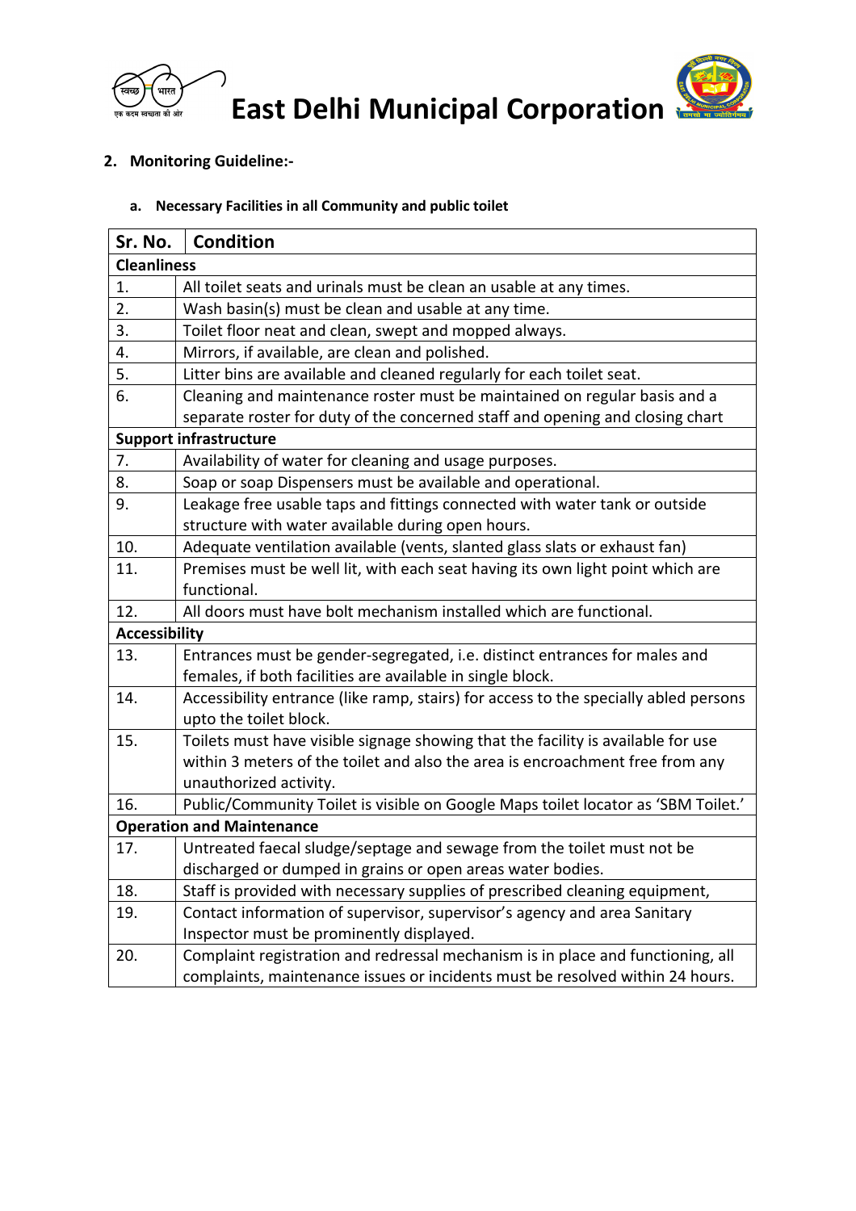# East Delhi Municipal Corporation

**2. Monitoring Guideline:-**

**a. Necessary Facilities in all Community and public toilet**

| Sr. No. | Condition |
|---|---|
| **Cleanliness** | |
| 1. | All toilet seats and urinals must be clean an usable at any times. |
| 2. | Wash basin(s) must be clean and usable at any time. |
| 3. | Toilet floor neat and clean, swept and mopped always. |
| 4. | Mirrors, if available, are clean and polished. |
| 5. | Litter bins are available and cleaned regularly for each toilet seat. |
| 6. | Cleaning and maintenance roster must be maintained on regular basis and a separate roster for duty of the concerned staff and opening and closing chart |
| **Support infrastructure** | |
| 7. | Availability of water for cleaning and usage purposes. |
| 8. | Soap or soap Dispensers must be available and operational. |
| 9. | Leakage free usable taps and fittings connected with water tank or outside structure with water available during open hours. |
| 10. | Adequate ventilation available (vents, slanted glass slats or exhaust fan) |
| 11. | Premises must be well lit, with each seat having its own light point which are functional. |
| 12. | All doors must have bolt mechanism installed which are functional. |
| **Accessibility** | |
| 13. | Entrances must be gender-segregated, i.e. distinct entrances for males and females, if both facilities are available in single block. |
| 14. | Accessibility entrance (like ramp, stairs) for access to the specially abled persons upto the toilet block. |
| 15. | Toilets must have visible signage showing that the facility is available for use within 3 meters of the toilet and also the area is encroachment free from any unauthorized activity. |
| 16. | Public/Community Toilet is visible on Google Maps toilet locator as 'SBM Toilet.' |
| **Operation and Maintenance** | |
| 17. | Untreated faecal sludge/septage and sewage from the toilet must not be discharged or dumped in grains or open areas water bodies. |
| 18. | Staff is provided with necessary supplies of prescribed cleaning equipment, |
| 19. | Contact information of supervisor, supervisor's agency and area Sanitary Inspector must be prominently displayed. |
| 20. | Complaint registration and redressal mechanism is in place and functioning, all complaints, maintenance issues or incidents must be resolved within 24 hours. |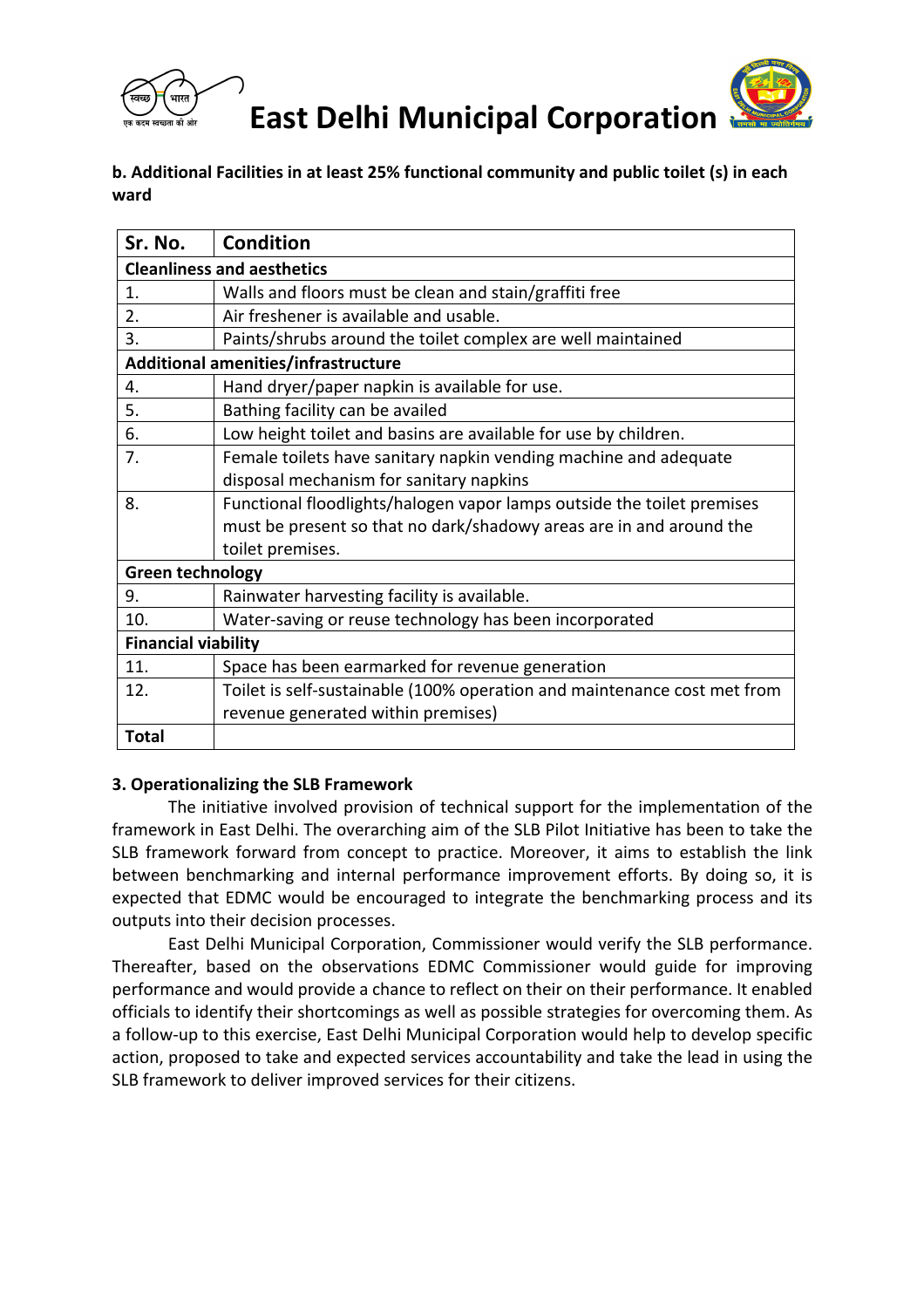**b. Additional Facilities in at least 25% functional community and public toilet (s) in each ward**

| Sr. No. | Condition |
|---|---|
| **Cleanliness and aesthetics** | |
| 1. | Walls and floors must be clean and stain/graffiti free |
| 2. | Air freshener is available and usable. |
| 3. | Paints/shrubs around the toilet complex are well maintained |
| **Additional amenities/infrastructure** | |
| 4. | Hand dryer/paper napkin is available for use. |
| 5. | Bathing facility can be availed |
| 6. | Low height toilet and basins are available for use by children. |
| 7. | Female toilets have sanitary napkin vending machine and adequate disposal mechanism for sanitary napkins |
| 8. | Functional floodlights/halogen vapor lamps outside the toilet premises must be present so that no dark/shadowy areas are in and around the toilet premises. |
| **Green technology** | |
| 9. | Rainwater harvesting facility is available. |
| 10. | Water-saving or reuse technology has been incorporated |
| **Financial viability** | |
| 11. | Space has been earmarked for revenue generation |
| 12. | Toilet is self-sustainable (100% operation and maintenance cost met from revenue generated within premises) |
| **Total** | |

**3. Operationalizing the SLB Framework**

The initiative involved provision of technical support for the implementation of the framework in East Delhi. The overarching aim of the SLB Pilot Initiative has been to take the SLB framework forward from concept to practice. Moreover, it aims to establish the link between benchmarking and internal performance improvement efforts. By doing so, it is expected that EDMC would be encouraged to integrate the benchmarking process and its outputs into their decision processes.

East Delhi Municipal Corporation, Commissioner would verify the SLB performance. Thereafter, based on the observations EDMC Commissioner would guide for improving performance and would provide a chance to reflect on their on their performance. It enabled officials to identify their shortcomings as well as possible strategies for overcoming them. As a follow-up to this exercise, East Delhi Municipal Corporation would help to develop specific action, proposed to take and expected services accountability and take the lead in using the SLB framework to deliver improved services for their citizens.